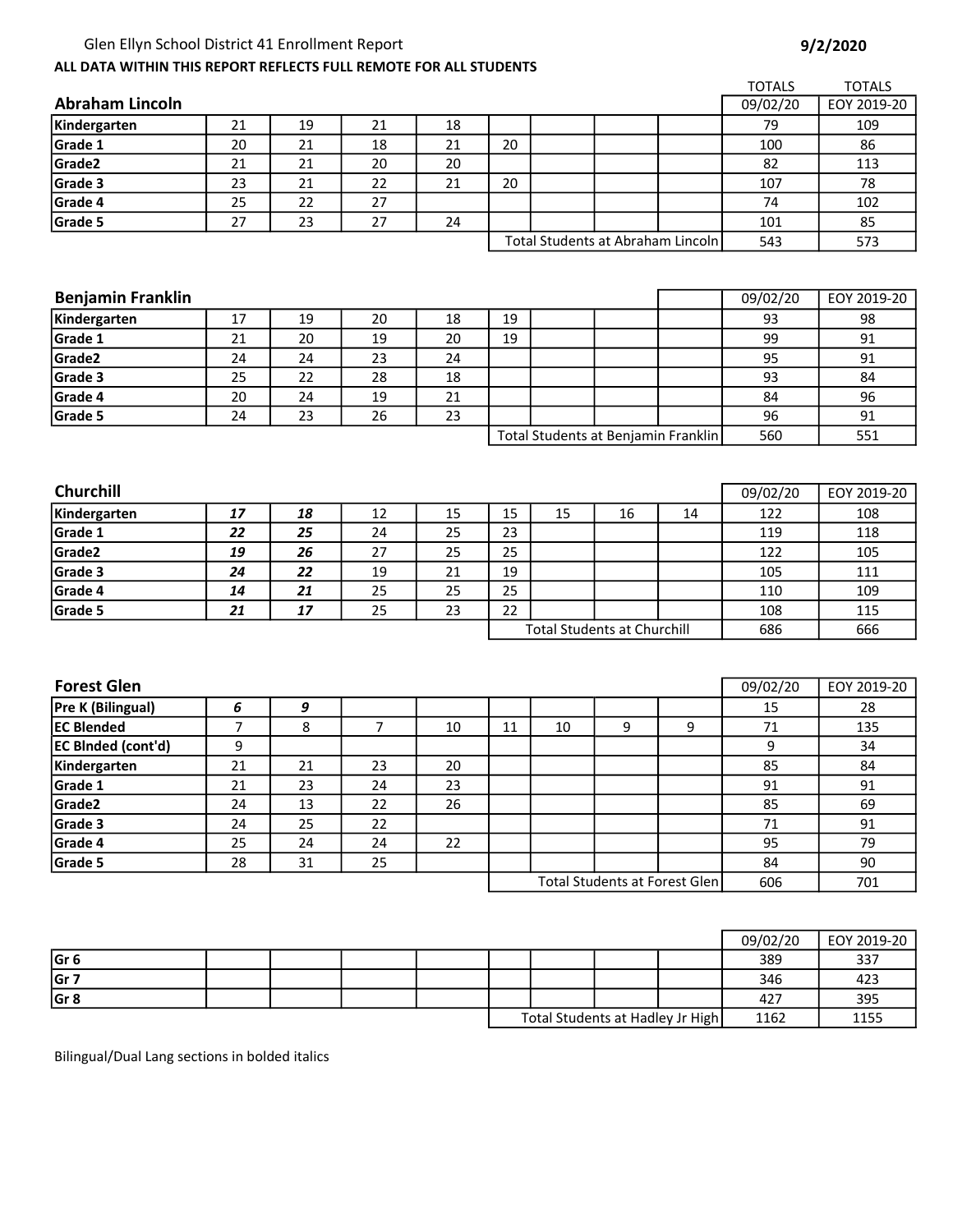Glen Ellyn School District 41 Enrollment Report **9/2/2020**

**ALL DATA WITHIN THIS REPORT REFLECTS FULL REMOTE FOR ALL STUDENTS**

## Abraham Lincoln

| | | | | | | | | | TOTALS 09/02/20 | TOTALS EOY 2019-20 |
|---|---|---|---|---|---|---|---|---|---|---|
| **Kindergarten** | 21 | 19 | 21 | 18 | | | | | 79 | 109 |
| **Grade 1** | 20 | 21 | 18 | 21 | 20 | | | | 100 | 86 |
| **Grade2** | 21 | 21 | 20 | 20 | | | | | 82 | 113 |
| **Grade 3** | 23 | 21 | 22 | 21 | 20 | | | | 107 | 78 |
| **Grade 4** | 25 | 22 | 27 | | | | | | 74 | 102 |
| **Grade 5** | 27 | 23 | 27 | 24 | | | | | 101 | 85 |
| | | | | | Total Students at Abraham Lincoln | | | | 543 | 573 |

## Benjamin Franklin

| | | | | | | | | | 09/02/20 | EOY 2019-20 |
|---|---|---|---|---|---|---|---|---|---|---|
| **Kindergarten** | 17 | 19 | 20 | 18 | 19 | | | | 93 | 98 |
| **Grade 1** | 21 | 20 | 19 | 20 | 19 | | | | 99 | 91 |
| **Grade2** | 24 | 24 | 23 | 24 | | | | | 95 | 91 |
| **Grade 3** | 25 | 22 | 28 | 18 | | | | | 93 | 84 |
| **Grade 4** | 20 | 24 | 19 | 21 | | | | | 84 | 96 |
| **Grade 5** | 24 | 23 | 26 | 23 | | | | | 96 | 91 |
| | | | | | Total Students at Benjamin Franklin | | | | 560 | 551 |

## Churchill

| | | | | | | | | | 09/02/20 | EOY 2019-20 |
|---|---|---|---|---|---|---|---|---|---|---|
| **Kindergarten** | ***17*** | ***18*** | 12 | 15 | 15 | 15 | 16 | 14 | 122 | 108 |
| **Grade 1** | ***22*** | ***25*** | 24 | 25 | 23 | | | | 119 | 118 |
| **Grade2** | ***19*** | ***26*** | 27 | 25 | 25 | | | | 122 | 105 |
| **Grade 3** | ***24*** | ***22*** | 19 | 21 | 19 | | | | 105 | 111 |
| **Grade 4** | ***14*** | ***21*** | 25 | 25 | 25 | | | | 110 | 109 |
| **Grade 5** | ***21*** | ***17*** | 25 | 23 | 22 | | | | 108 | 115 |
| | | | | | Total Students at Churchill | | | | 686 | 666 |

## Forest Glen

| | | | | | | | | | 09/02/20 | EOY 2019-20 |
|---|---|---|---|---|---|---|---|---|---|---|
| **Pre K (Bilingual)** | ***6*** | ***9*** | | | | | | | 15 | 28 |
| **EC Blended** | 7 | 8 | 7 | 10 | 11 | 10 | 9 | 9 | 71 | 135 |
| **EC Blnded (cont'd)** | 9 | | | | | | | | 9 | 34 |
| **Kindergarten** | 21 | 21 | 23 | 20 | | | | | 85 | 84 |
| **Grade 1** | 21 | 23 | 24 | 23 | | | | | 91 | 91 |
| **Grade2** | 24 | 13 | 22 | 26 | | | | | 85 | 69 |
| **Grade 3** | 24 | 25 | 22 | | | | | | 71 | 91 |
| **Grade 4** | 25 | 24 | 24 | 22 | | | | | 95 | 79 |
| **Grade 5** | 28 | 31 | 25 | | | | | | 84 | 90 |
| | | | | | Total Students at Forest Glen | | | | 606 | 701 |

## Hadley Jr High

| | | | | | | | | | 09/02/20 | EOY 2019-20 |
|---|---|---|---|---|---|---|---|---|---|---|
| **Gr 6** | | | | | | | | | 389 | 337 |
| **Gr 7** | | | | | | | | | 346 | 423 |
| **Gr 8** | | | | | | | | | 427 | 395 |
| | | | | | Total Students at Hadley Jr High | | | | 1162 | 1155 |

Bilingual/Dual Lang sections in bolded italics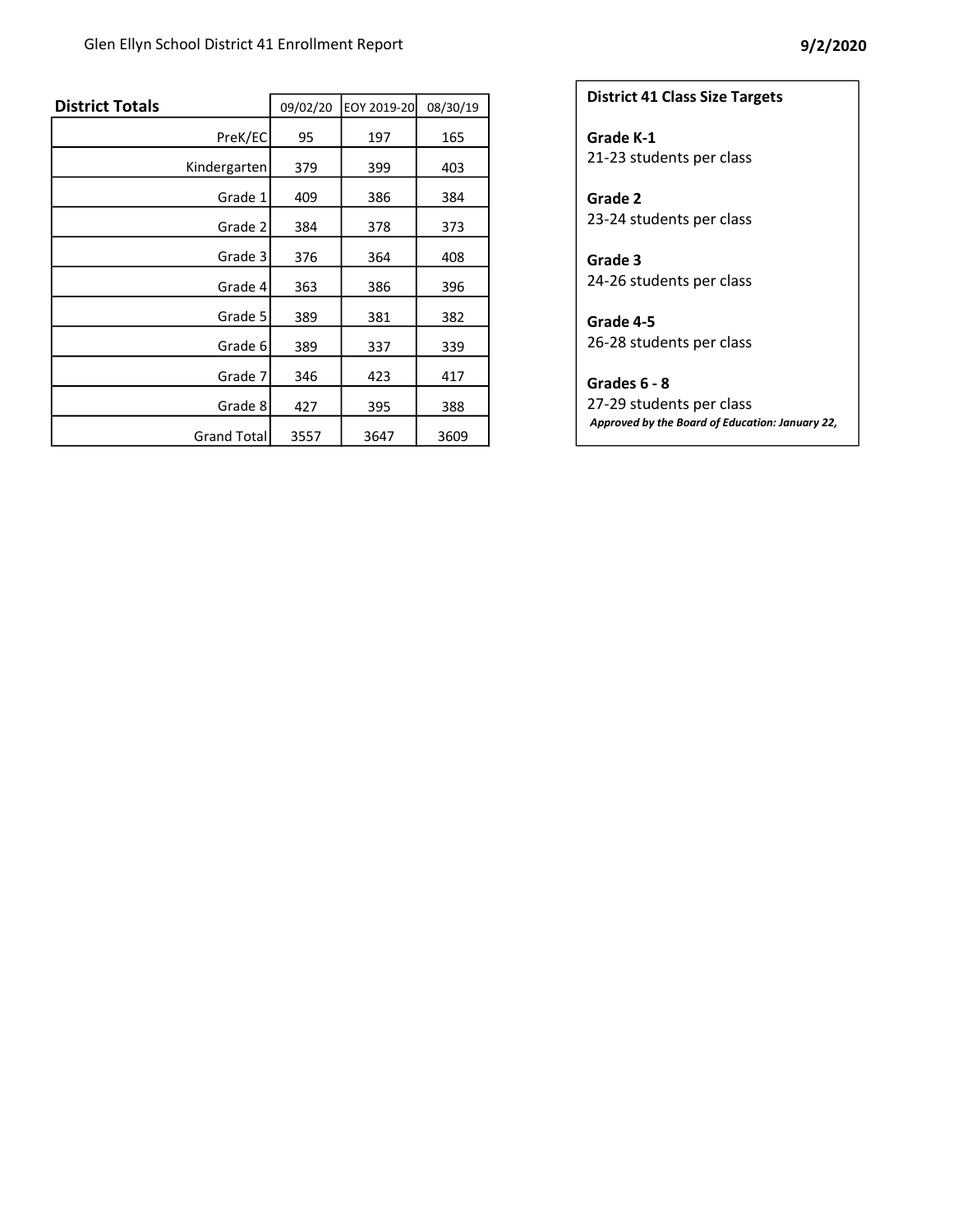Glen Ellyn School District 41 Enrollment Report

**9/2/2020**

| District Totals | 09/02/20 | EOY 2019-20 | 08/30/19 |
| --- | --- | --- | --- |
| PreK/EC | 95 | 197 | 165 |
| Kindergarten | 379 | 399 | 403 |
| Grade 1 | 409 | 386 | 384 |
| Grade 2 | 384 | 378 | 373 |
| Grade 3 | 376 | 364 | 408 |
| Grade 4 | 363 | 386 | 396 |
| Grade 5 | 389 | 381 | 382 |
| Grade 6 | 389 | 337 | 339 |
| Grade 7 | 346 | 423 | 417 |
| Grade 8 | 427 | 395 | 388 |
| Grand Total | 3557 | 3647 | 3609 |

**District 41 Class Size Targets**

**Grade K-1**
21-23 students per class

**Grade 2**
23-24 students per class

**Grade 3**
24-26 students per class

**Grade 4-5**
26-28 students per class

**Grades 6 - 8**
27-29 students per class

***Approved by the Board of Education: January 22,***